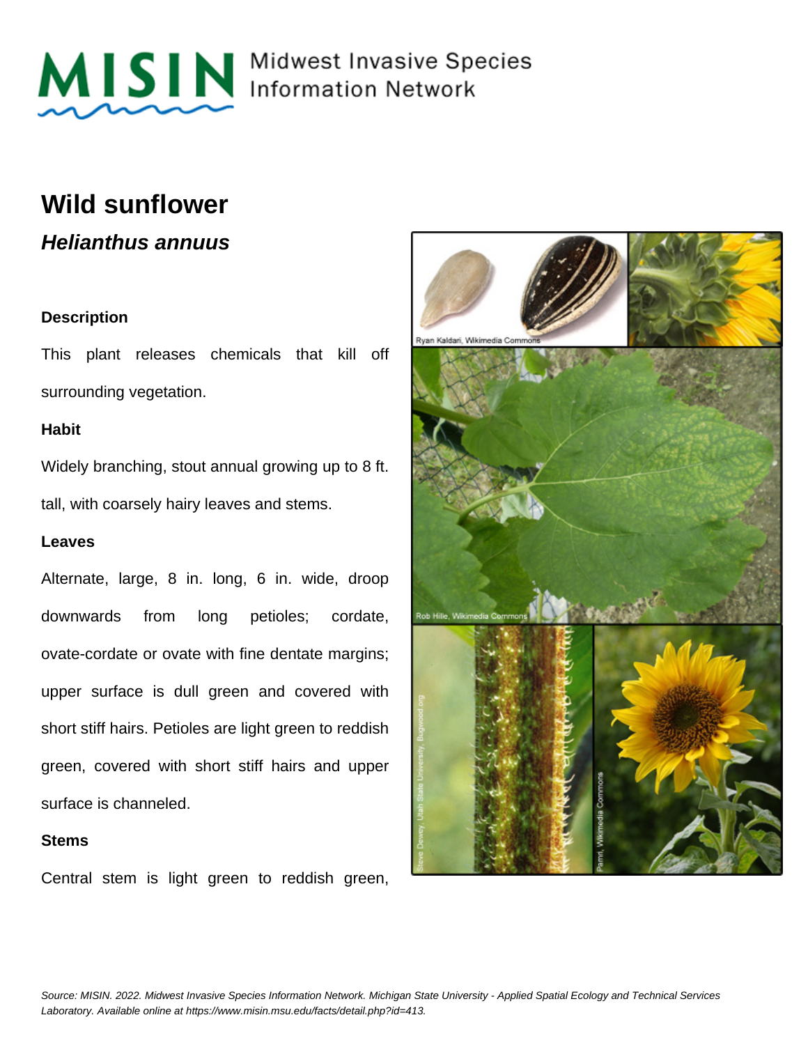# Wild sunflower

## *Helianthus annuus*

### Description

This plant releases chemicals that kill off surrounding vegetation.

### Habit

Widely branching, stout annual growing up to 8 ft. tall, with coarsely hairy leaves and stems.

### Leaves

Alternate, large, 8 in. long, 6 in. wide, droop downwards from long petioles; cordate, ovate-cordate or ovate with fine dentate margins; upper surface is dull green and covered with short stiff hairs. Petioles are light green to reddish green, covered with short stiff hairs and upper surface is channeled.

### Stems

Central stem is light green to reddish green,

Ryan Kaldari, Wikimedia Commons

Rob Hille, Wikimedia Commons

Steve Dewey, Utah State University, Bugwood.org

Pamri, Wikimedia Commons

*Source: MISIN. 2022. Midwest Invasive Species Information Network. Michigan State University - Applied Spatial Ecology and Technical Services Laboratory. Available online at https://www.misin.msu.edu/facts/detail.php?id=413.*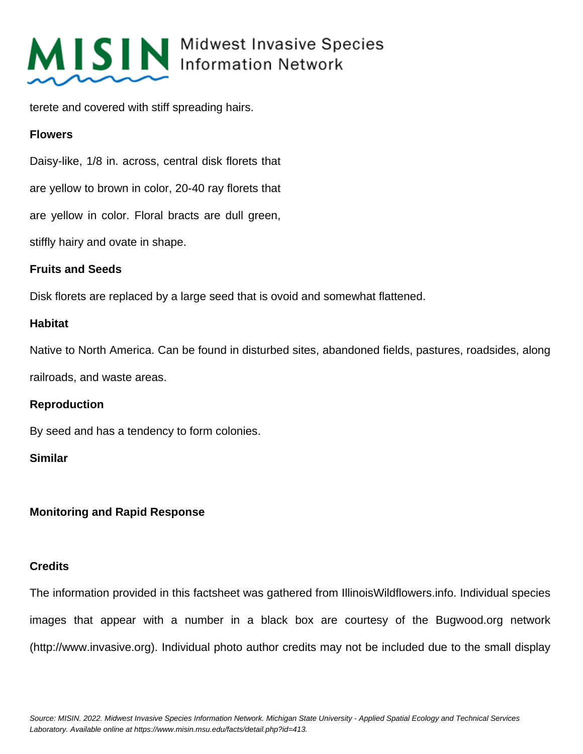terete and covered with stiff spreading hairs.

**Flowers**

Daisy-like, 1/8 in. across, central disk florets that are yellow to brown in color, 20-40 ray florets that are yellow in color. Floral bracts are dull green, stiffly hairy and ovate in shape.

**Fruits and Seeds**

Disk florets are replaced by a large seed that is ovoid and somewhat flattened.

**Habitat**

Native to North America. Can be found in disturbed sites, abandoned fields, pastures, roadsides, along railroads, and waste areas.

**Reproduction**

By seed and has a tendency to form colonies.

**Similar**

**Monitoring and Rapid Response**

**Credits**

The information provided in this factsheet was gathered from IllinoisWildflowers.info. Individual species images that appear with a number in a black box are courtesy of the Bugwood.org network (http://www.invasive.org). Individual photo author credits may not be included due to the small display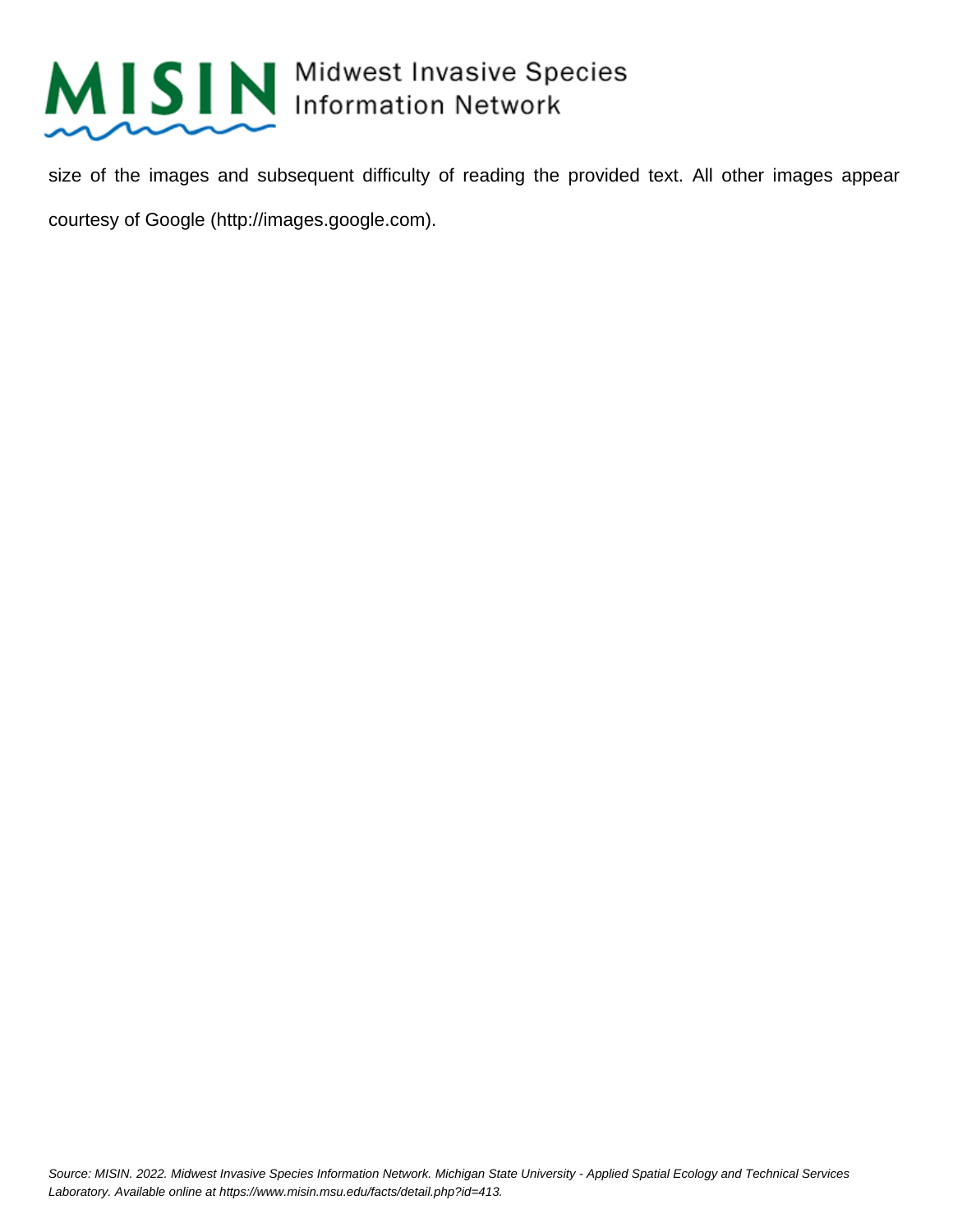size of the images and subsequent difficulty of reading the provided text. All other images appear courtesy of Google (http://images.google.com).